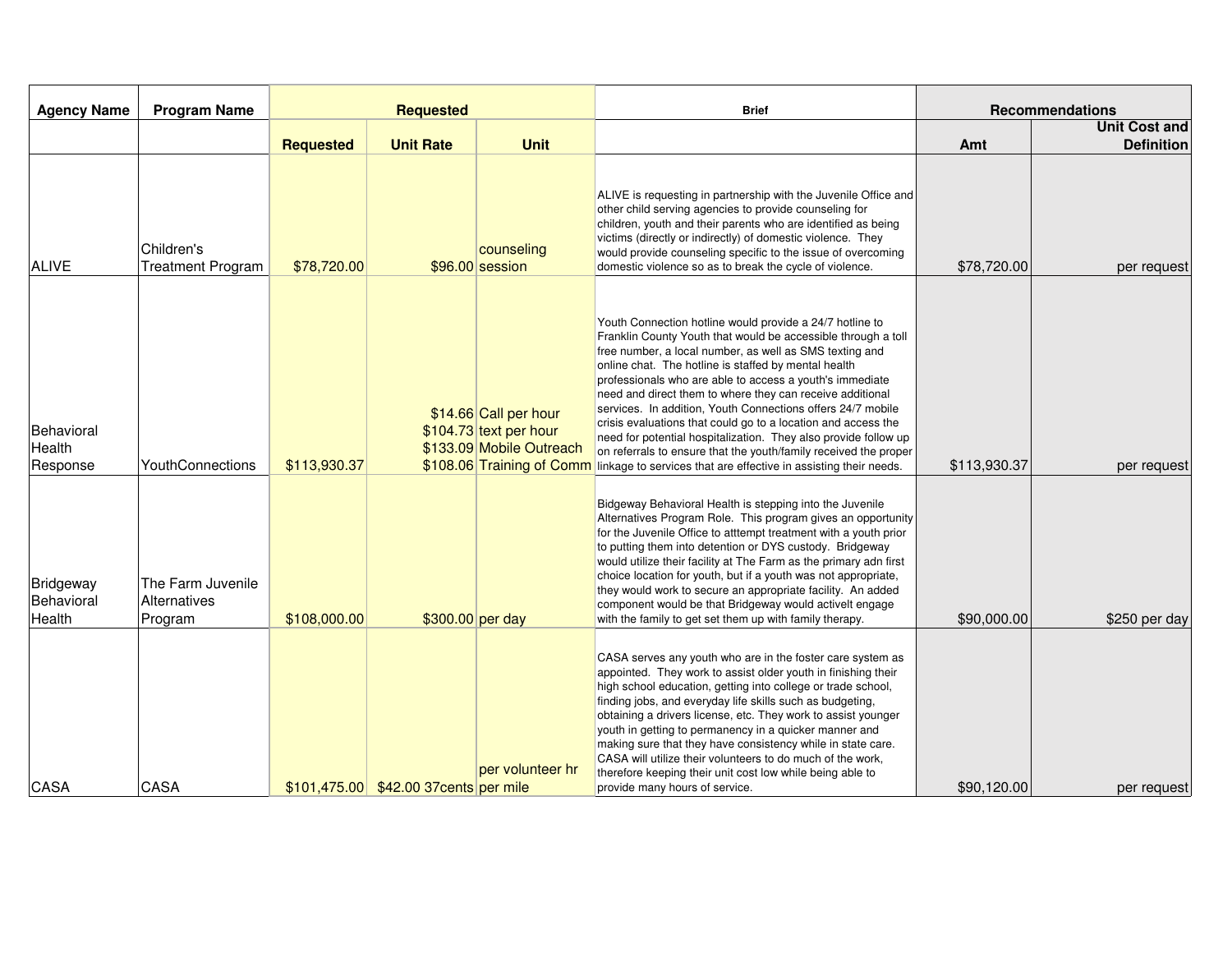| Agency Name | Program Name | Requested | | | Brief | Recommendations | |
|---|---|---|---|---|---|---|---|
| | | Requested | Unit Rate | Unit | | Amt | Unit Cost and Definition |
| ALIVE | Children's Treatment Program | $78,720.00 | $96.00 | counseling session | ALIVE is requesting in partnership with the Juvenile Office and other child serving agencies to provide counseling for children, youth and their parents who are identified as being victims (directly or indirectly) of domestic violence. They would provide counseling specific to the issue of overcoming domestic violence so as to break the cycle of violence. | $78,720.00 | per request |
| Behavioral Health Response | YouthConnections | $113,930.37 | $14.66<br>$104.73<br>$133.09<br>$108.06 | Call per hour<br>text per hour<br>Mobile Outreach<br>Training of Comm | Youth Connection hotline would provide a 24/7 hotline to Franklin County Youth that would be accessible through a toll free number, a local number, as well as SMS texting and online chat. The hotline is staffed by mental health professionals who are able to access a youth's immediate need and direct them to where they can receive additional services. In addition, Youth Connections offers 24/7 mobile crisis evaluations that could go to a location and access the need for potential hospitalization. They also provide follow up on referrals to ensure that the youth/family received the proper linkage to services that are effective in assisting their needs. | $113,930.37 | per request |
| Bridgeway Behavioral Health | The Farm Juvenile Alternatives Program | $108,000.00 | $300.00 | per day | Bidgeway Behavioral Health is stepping into the Juvenile Alternatives Program Role. This program gives an opportunity for the Juvenile Office to atttempt treatment with a youth prior to putting them into detention or DYS custody. Bridgeway would utilize their facility at The Farm as the primary adn first choice location for youth, but if a youth was not appropriate, they would work to secure an appropriate facility. An added component would be that Bridgeway would activelt engage with the family to get set them up with family therapy. | $90,000.00 | $250 per day |
| CASA | CASA | $101,475.00 | $42.00 37cents | per volunteer hr<br>per mile | CASA serves any youth who are in the foster care system as appointed. They work to assist older youth in finishing their high school education, getting into college or trade school, finding jobs, and everyday life skills such as budgeting, obtaining a drivers license, etc. They work to assist younger youth in getting to permanency in a quicker manner and making sure that they have consistency while in state care. CASA will utilize their volunteers to do much of the work, therefore keeping their unit cost low while being able to provide many hours of service. | $90,120.00 | per request |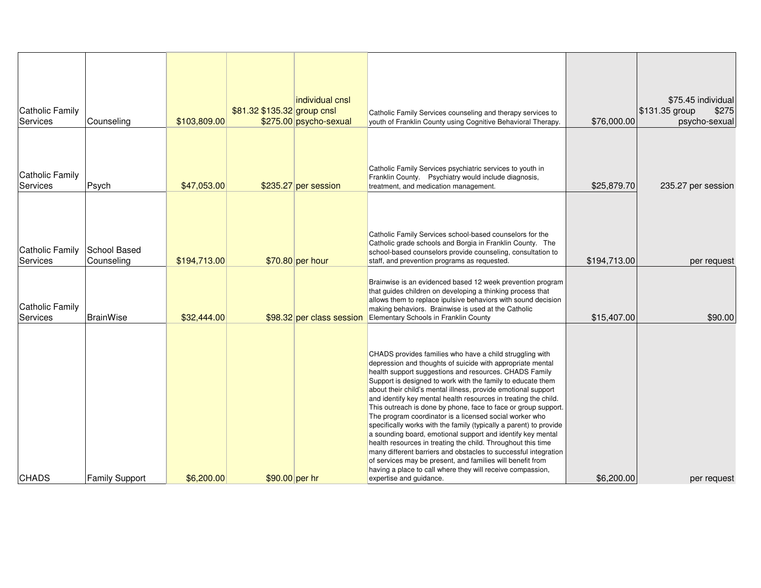| | | | | | | | |
|---|---|---|---|---|---|---|---|
| Catholic Family Services | Counseling | $103,809.00 | $81.32 $135.32 $275.00 | individual cnsl group cnsl psycho-sexual | Catholic Family Services counseling and therapy services to youth of Franklin County using Cognitive Behavioral Therapy. | $76,000.00 | $75.45 individual $131.35 group $275 psycho-sexual |
| Catholic Family Services | Psych | $47,053.00 | $235.27 | per session | Catholic Family Services psychiatric services to youth in Franklin County. Psychiatry would include diagnosis, treatment, and medication management. | $25,879.70 | 235.27 per session |
| Catholic Family Services | School Based Counseling | $194,713.00 | $70.80 | per hour | Catholic Family Services school-based counselors for the Catholic grade schools and Borgia in Franklin County. The school-based counselors provide counseling, consultation to staff, and prevention programs as requested. | $194,713.00 | per request |
| Catholic Family Services | BrainWise | $32,444.00 | $98.32 | per class session | Brainwise is an evidenced based 12 week prevention program that guides children on developing a thinking process that allows them to replace ipulsive behaviors with sound decision making behaviors. Brainwise is used at the Catholic Elementary Schools in Franklin County | $15,407.00 | $90.00 |
| CHADS | Family Support | $6,200.00 | $90.00 | per hr | CHADS provides families who have a child struggling with depression and thoughts of suicide with appropriate mental health support suggestions and resources. CHADS Family Support is designed to work with the family to educate them about their child's mental illness, provide emotional support and identify key mental health resources in treating the child. This outreach is done by phone, face to face or group support. The program coordinator is a licensed social worker who specifically works with the family (typically a parent) to provide a sounding board, emotional support and identify key mental health resources in treating the child. Throughout this time many different barriers and obstacles to successful integration of services may be present, and families will benefit from having a place to call where they will receive compassion, expertise and guidance. | $6,200.00 | per request |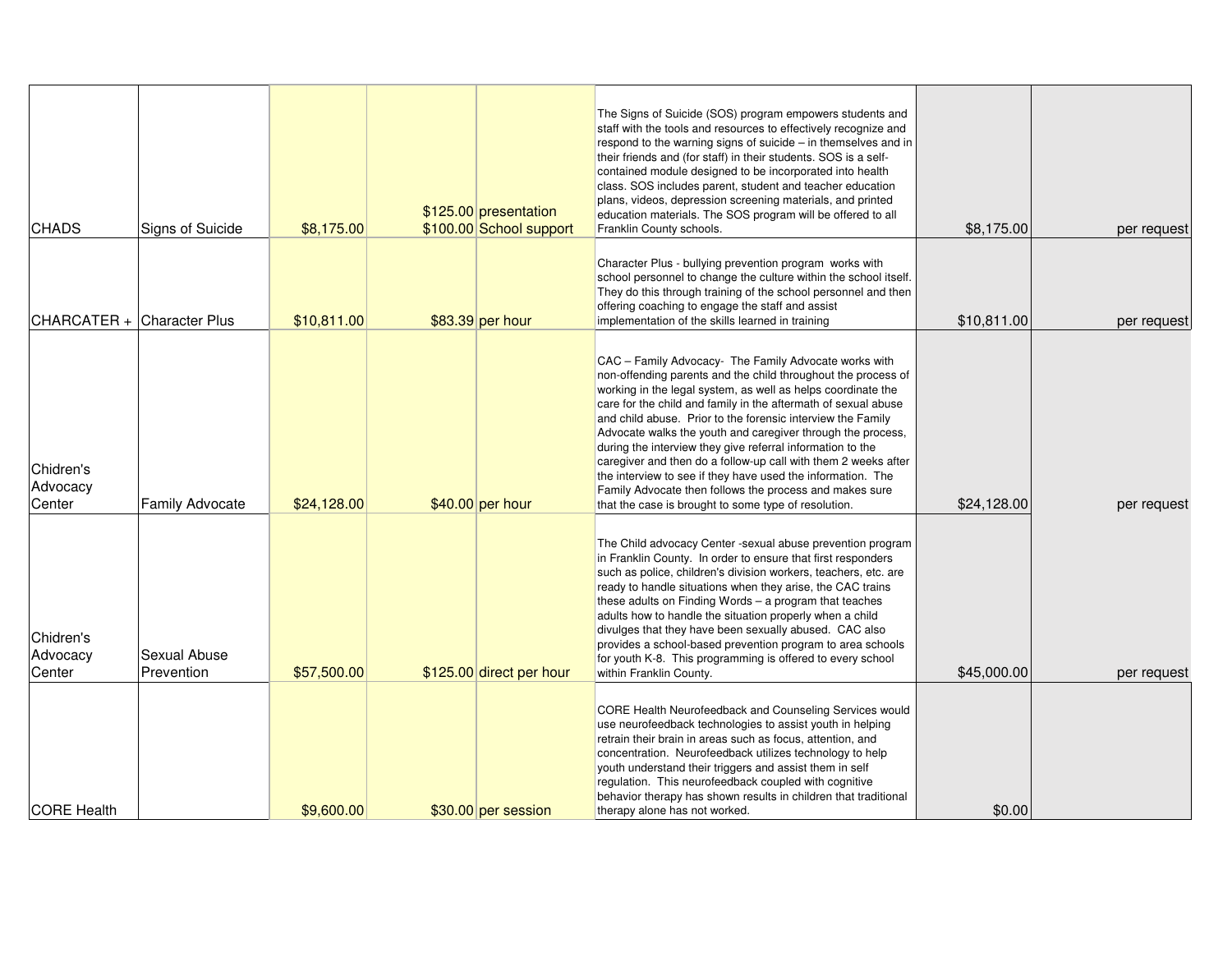| | | | | | | | |
|---|---|---|---|---|---|---|---|
| CHADS | Signs of Suicide | $8,175.00 | $125.00<br>$100.00 | presentation<br>School support | The Signs of Suicide (SOS) program empowers students and staff with the tools and resources to effectively recognize and respond to the warning signs of suicide – in themselves and in their friends and (for staff) in their students. SOS is a self-contained module designed to be incorporated into health class. SOS includes parent, student and teacher education plans, videos, depression screening materials, and printed education materials. The SOS program will be offered to all Franklin County schools. | $8,175.00 | per request |
| CHARCATER + | Character Plus | $10,811.00 | $83.39 | per hour | Character Plus - bullying prevention program works with school personnel to change the culture within the school itself. They do this through training of the school personnel and then offering coaching to engage the staff and assist implementation of the skills learned in training | $10,811.00 | per request |
| Chidren's Advocacy Center | Family Advocate | $24,128.00 | $40.00 | per hour | CAC – Family Advocacy- The Family Advocate works with non-offending parents and the child throughout the process of working in the legal system, as well as helps coordinate the care for the child and family in the aftermath of sexual abuse and child abuse. Prior to the forensic interview the Family Advocate walks the youth and caregiver through the process, during the interview they give referral information to the caregiver and then do a follow-up call with them 2 weeks after the interview to see if they have used the information. The Family Advocate then follows the process and makes sure that the case is brought to some type of resolution. | $24,128.00 | per request |
| Chidren's Advocacy Center | Sexual Abuse Prevention | $57,500.00 | $125.00 | direct per hour | The Child advocacy Center -sexual abuse prevention program in Franklin County. In order to ensure that first responders such as police, children's division workers, teachers, etc. are ready to handle situations when they arise, the CAC trains these adults on Finding Words – a program that teaches adults how to handle the situation properly when a child divulges that they have been sexually abused. CAC also provides a school-based prevention program to area schools for youth K-8. This programming is offered to every school within Franklin County. | $45,000.00 | per request |
| CORE Health | | $9,600.00 | $30.00 | per session | CORE Health Neurofeedback and Counseling Services would use neurofeedback technologies to assist youth in helping retrain their brain in areas such as focus, attention, and concentration. Neurofeedback utilizes technology to help youth understand their triggers and assist them in self regulation. This neurofeedback coupled with cognitive behavior therapy has shown results in children that traditional therapy alone has not worked. | $0.00 | |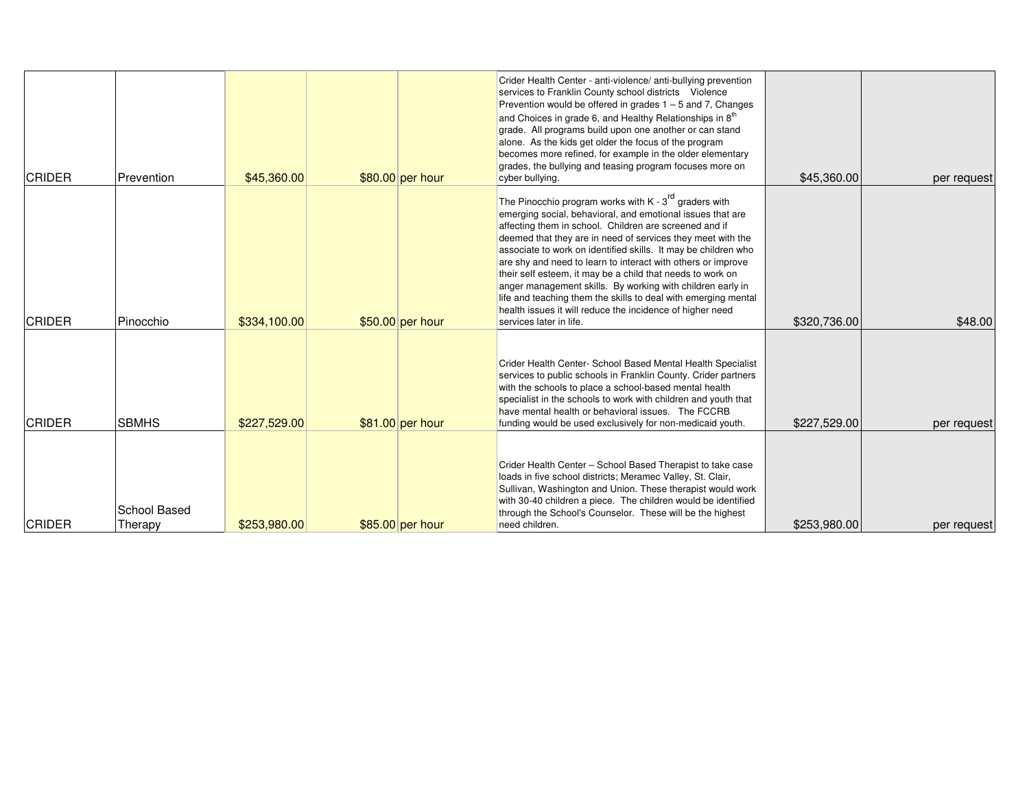| | | | | | | | |
|---|---|---|---|---|---|---|---|
| CRIDER | Prevention | $45,360.00 | $80.00 | per hour | Crider Health Center - anti-violence/ anti-bullying prevention services to Franklin County school districts Violence Prevention would be offered in grades 1 – 5 and 7, Changes and Choices in grade 6, and Healthy Relationships in 8th grade. All programs build upon one another or can stand alone. As the kids get older the focus of the program becomes more refined, for example in the older elementary grades, the bullying and teasing program focuses more on cyber bullying. | $45,360.00 | per request |
| CRIDER | Pinocchio | $334,100.00 | $50.00 | per hour | The Pinocchio program works with K - 3rd graders with emerging social, behavioral, and emotional issues that are affecting them in school. Children are screened and if deemed that they are in need of services they meet with the associate to work on identified skills. It may be children who are shy and need to learn to interact with others or improve their self esteem, it may be a child that needs to work on anger management skills. By working with children early in life and teaching them the skills to deal with emerging mental health issues it will reduce the incidence of higher need services later in life. | $320,736.00 | $48.00 |
| CRIDER | SBMHS | $227,529.00 | $81.00 | per hour | Crider Health Center- School Based Mental Health Specialist services to public schools in Franklin County. Crider partners with the schools to place a school-based mental health specialist in the schools to work with children and youth that have mental health or behavioral issues. The FCCRB funding would be used exclusively for non-medicaid youth. | $227,529.00 | per request |
| CRIDER | School Based Therapy | $253,980.00 | $85.00 | per hour | Crider Health Center – School Based Therapist to take case loads in five school districts; Meramec Valley, St. Clair, Sullivan, Washington and Union. These therapist would work with 30-40 children a piece. The children would be identified through the School's Counselor. These will be the highest need children. | $253,980.00 | per request |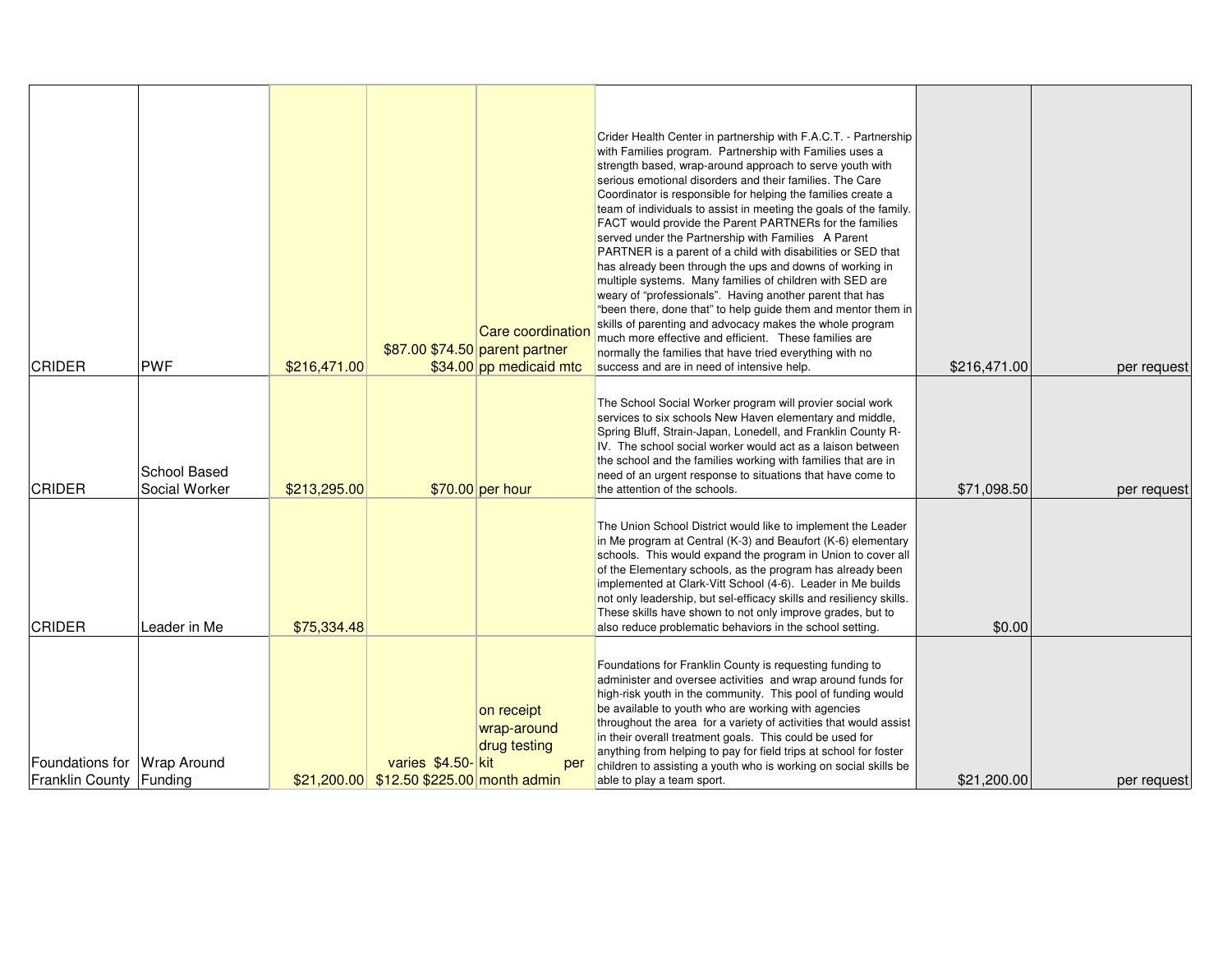| | | | | | | | |
|---|---|---|---|---|---|---|---|
| CRIDER | PWF | $216,471.00 | $87.00 $74.50 $34.00 | Care coordination parent partner pp medicaid mtc | Crider Health Center in partnership with F.A.C.T. - Partnership with Families program. Partnership with Families uses a strength based, wrap-around approach to serve youth with serious emotional disorders and their families. The Care Coordinator is responsible for helping the families create a team of individuals to assist in meeting the goals of the family. FACT would provide the Parent PARTNERs for the families served under the Partnership with Families A Parent PARTNER is a parent of a child with disabilities or SED that has already been through the ups and downs of working in multiple systems. Many families of children with SED are weary of "professionals". Having another parent that has "been there, done that" to help guide them and mentor them in skills of parenting and advocacy makes the whole program much more effective and efficient. These families are normally the families that have tried everything with no success and are in need of intensive help. | $216,471.00 | per request |
| CRIDER | School Based Social Worker | $213,295.00 | $70.00 | per hour | The School Social Worker program will provier social work services to six schools New Haven elementary and middle, Spring Bluff, Strain-Japan, Lonedell, and Franklin County R-IV. The school social worker would act as a laison between the school and the families working with families that are in need of an urgent response to situations that have come to the attention of the schools. | $71,098.50 | per request |
| CRIDER | Leader in Me | $75,334.48 | | | The Union School District would like to implement the Leader in Me program at Central (K-3) and Beaufort (K-6) elementary schools. This would expand the program in Union to cover all of the Elementary schools, as the program has already been implemented at Clark-Vitt School (4-6). Leader in Me builds not only leadership, but sel-efficacy skills and resiliency skills. These skills have shown to not only improve grades, but to also reduce problematic behaviors in the school setting. | $0.00 | |
| Foundations for Franklin County | Wrap Around Funding | $21,200.00 | varies $4.50-$12.50 $225.00 | on receipt wrap-around drug testing kit per month admin | Foundations for Franklin County is requesting funding to administer and oversee activities and wrap around funds for high-risk youth in the community. This pool of funding would be available to youth who are working with agencies throughout the area for a variety of activities that would assist in their overall treatment goals. This could be used for anything from helping to pay for field trips at school for foster children to assisting a youth who is working on social skills be able to play a team sport. | $21,200.00 | per request |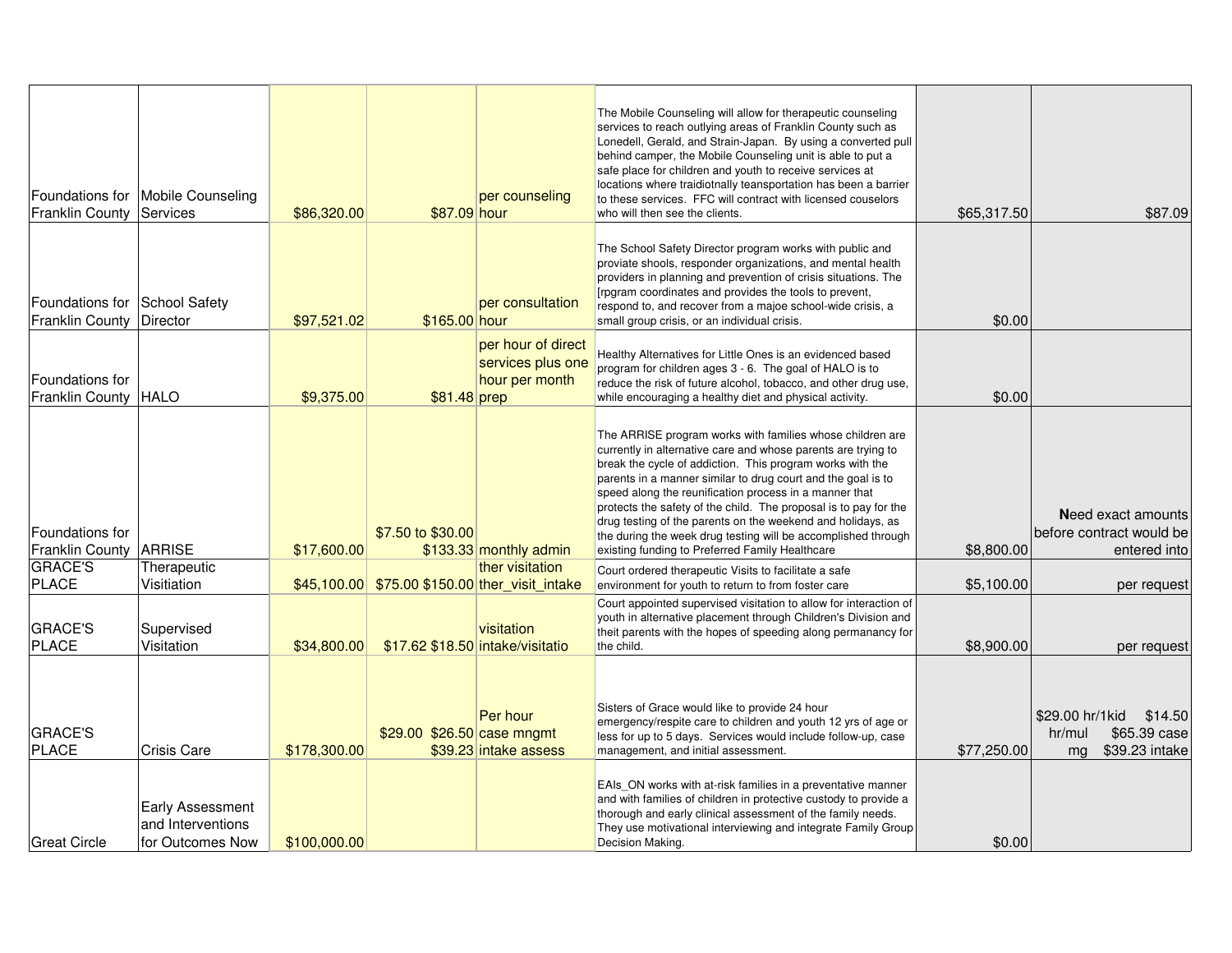| | | | | | | | |
|---|---|---|---|---|---|---|---|
| Foundations for Franklin County | Mobile Counseling Services | $86,320.00 | $87.09 | per counseling hour | The Mobile Counseling will allow for therapeutic counseling services to reach outlying areas of Franklin County such as Lonedell, Gerald, and Strain-Japan. By using a converted pull behind camper, the Mobile Counseling unit is able to put a safe place for children and youth to receive services at locations where traidiotnally teansportation has been a barrier to these services. FFC will contract with licensed couselors who will then see the clients. | $65,317.50 | $87.09 |
| Foundations for Franklin County | School Safety Director | $97,521.02 | $165.00 | per consultation hour | The School Safety Director program works with public and proviate shools, responder organizations, and mental health providers in planning and prevention of crisis situations. The [rpgram coordinates and provides the tools to prevent, respond to, and recover from a majoe school-wide crisis, a small group crisis, or an individual crisis. | $0.00 | |
| Foundations for Franklin County | HALO | $9,375.00 | $81.48 | per hour of direct services plus one hour per month prep | Healthy Alternatives for Little Ones is an evidenced based program for children ages 3 - 6. The goal of HALO is to reduce the risk of future alcohol, tobacco, and other drug use, while encouraging a healthy diet and physical activity. | $0.00 | |
| Foundations for Franklin County | ARRISE | $17,600.00 | $7.50 to $30.00 $133.33 | monthly admin | The ARRISE program works with families whose children are currently in alternative care and whose parents are trying to break the cycle of addiction. This program works with the parents in a manner similar to drug court and the goal is to speed along the reunification process in a manner that protects the safety of the child. The proposal is to pay for the drug testing of the parents on the weekend and holidays, as the during the week drug testing will be accomplished through existing funding to Preferred Family Healthcare | $8,800.00 | Need exact amounts before contract would be entered into |
| GRACE'S PLACE | Therapeutic Visitiation | $45,100.00 | $75.00 $150.00 | ther visitation ther_visit_intake | Court ordered therapeutic Visits to facilitate a safe environment for youth to return to from foster care | $5,100.00 | per request |
| GRACE'S PLACE | Supervised Visitation | $34,800.00 | $17.62 $18.50 | visitation intake/visitatio | Court appointed supervised visitation to allow for interaction of youth in alternative placement through Children's Division and theit parents with the hopes of speeding along permanancy for the child. | $8,900.00 | per request |
| GRACE'S PLACE | Crisis Care | $178,300.00 | $29.00 $26.50 $39.23 | Per hour case mngmt intake assess | Sisters of Grace would like to provide 24 hour emergency/respite care to children and youth 12 yrs of age or less for up to 5 days. Services would include follow-up, case management, and initial assessment. | $77,250.00 | $29.00 hr/1kid $14.50 hr/mul $65.39 case mg $39.23 intake |
| Great Circle | Early Assessment and Interventions for Outcomes Now | $100,000.00 | | | EAIs_ON works with at-risk families in a preventative manner and with families of children in protective custody to provide a thorough and early clinical assessment of the family needs. They use motivational interviewing and integrate Family Group Decision Making. | $0.00 | |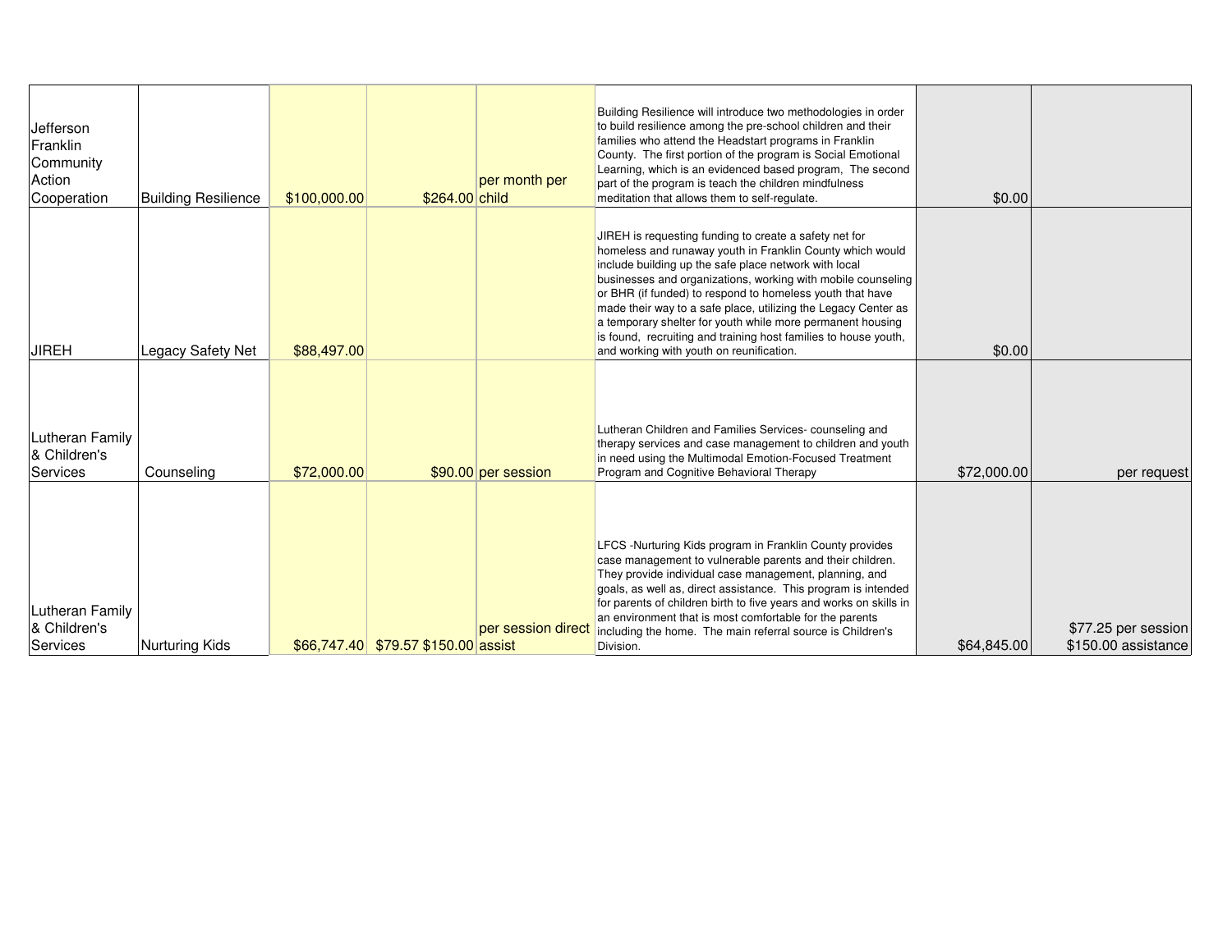| | | | | | | | |
|---|---|---|---|---|---|---|---|
| Jefferson Franklin Community Action Cooperation | Building Resilience | $100,000.00 | $264.00 | per month per child | Building Resilience will introduce two methodologies in order to build resilience among the pre-school children and their families who attend the Headstart programs in Franklin County. The first portion of the program is Social Emotional Learning, which is an evidenced based program, The second part of the program is teach the children mindfulness meditation that allows them to self-regulate. | $0.00 | |
| JIREH | Legacy Safety Net | $88,497.00 | | | JIREH is requesting funding to create a safety net for homeless and runaway youth in Franklin County which would include building up the safe place network with local businesses and organizations, working with mobile counseling or BHR (if funded) to respond to homeless youth that have made their way to a safe place, utilizing the Legacy Center as a temporary shelter for youth while more permanent housing is found, recruiting and training host families to house youth, and working with youth on reunification. | $0.00 | |
| Lutheran Family & Children's Services | Counseling | $72,000.00 | $90.00 | per session | Lutheran Children and Families Services- counseling and therapy services and case management to children and youth in need using the Multimodal Emotion-Focused Treatment Program and Cognitive Behavioral Therapy | $72,000.00 | per request |
| Lutheran Family & Children's Services | Nurturing Kids | $66,747.40 | $79.57 $150.00 | per session direct assist | LFCS -Nurturing Kids program in Franklin County provides case management to vulnerable parents and their children. They provide individual case management, planning, and goals, as well as, direct assistance. This program is intended for parents of children birth to five years and works on skills in an environment that is most comfortable for the parents including the home. The main referral source is Children's Division. | $64,845.00 | $77.25 per session $150.00 assistance |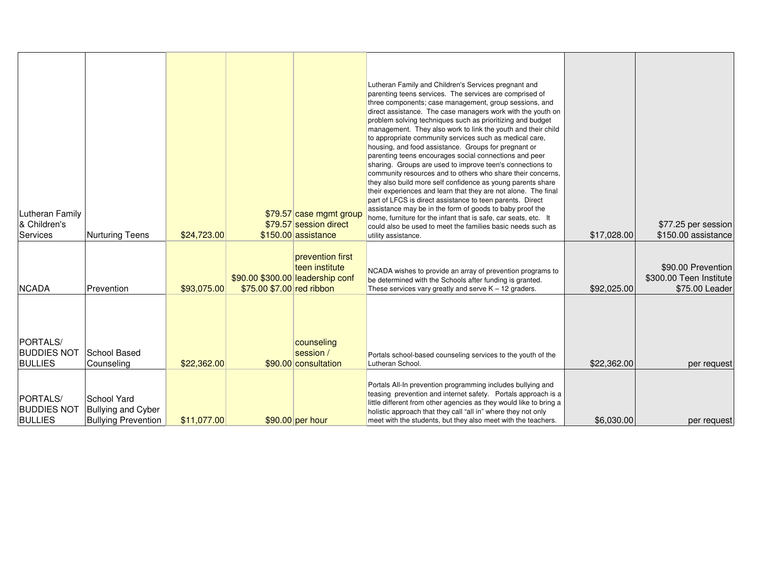| | | | | | | | |
|---|---|---|---|---|---|---|---|
| Lutheran Family & Children's Services | Nurturing Teens | $24,723.00 | | $79.57 case mgmt group<br>$79.57 session direct<br>$150.00 assistance | Lutheran Family and Children's Services pregnant and parenting teens services. The services are comprised of three components; case management, group sessions, and direct assistance. The case managers work with the youth on problem solving techniques such as prioritizing and budget management. They also work to link the youth and their child to appropriate community services such as medical care, housing, and food assistance. Groups for pregnant or parenting teens encourages social connections and peer sharing. Groups are used to improve teen's connections to community resources and to others who share their concerns, they also build more self confidence as young parents share their experiences and learn that they are not alone. The final part of LFCS is direct assistance to teen parents. Direct assistance may be in the form of goods to baby proof the home, furniture for the infant that is safe, car seats, etc. It could also be used to meet the families basic needs such as utility assistance. | $17,028.00 | $77.25 per session<br>$150.00 assistance |
| NCADA | Prevention | $93,075.00 | $90.00 $300.00<br>$75.00 $7.00 | prevention first<br>teen institute<br>leadership conf<br>red ribbon | NCADA wishes to provide an array of prevention programs to be determined with the Schools after funding is granted. These services vary greatly and serve K – 12 graders. | $92,025.00 | $90.00 Prevention<br>$300.00 Teen Institute<br>$75.00 Leader |
| PORTALS/ BUDDIES NOT BULLIES | School Based Counseling | $22,362.00 | | $90.00 counseling session / consultation | Portals school-based counseling services to the youth of the Lutheran School. | $22,362.00 | per request |
| PORTALS/ BUDDIES NOT BULLIES | School Yard Bullying and Cyber Bullying Prevention | $11,077.00 | | $90.00 per hour | Portals All-In prevention programming includes bullying and teasing prevention and internet safety. Portals approach is a little different from other agencies as they would like to bring a holistic approach that they call "all in" where they not only meet with the students, but they also meet with the teachers. | $6,030.00 | per request |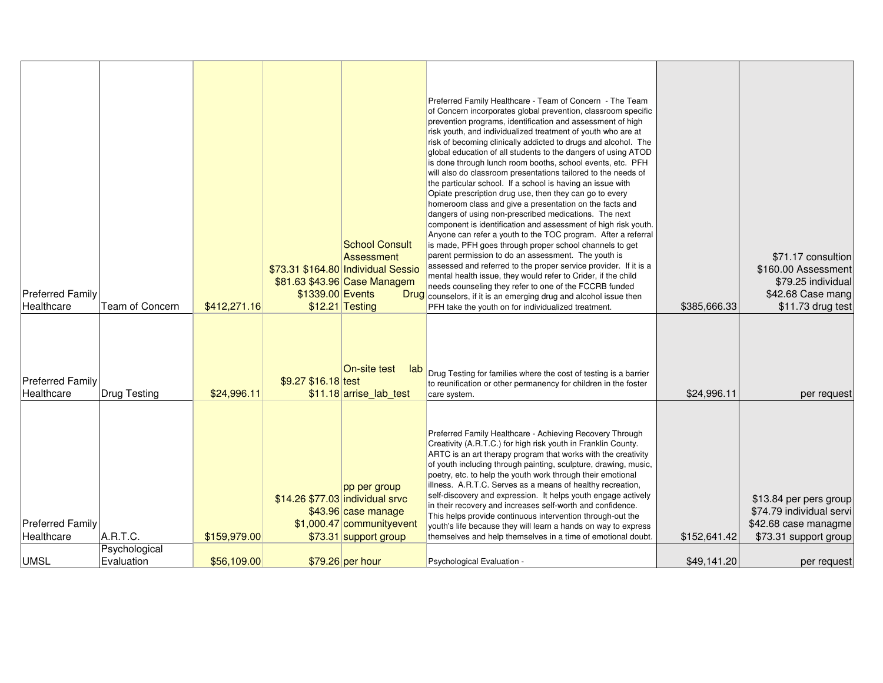| | | | | | | | |
|---|---|---|---|---|---|---|---|
| Preferred Family Healthcare | Team of Concern | $412,271.16 | $73.31 $164.80 $81.63 $43.96 $1339.00 $12.21 | School Consult Assessment Individual Sessio Case Managem Events Drug Testing | Preferred Family Healthcare - Team of Concern - The Team of Concern incorporates global prevention, classroom specific prevention programs, identification and assessment of high risk youth, and individualized treatment of youth who are at risk of becoming clinically addicted to drugs and alcohol. The global education of all students to the dangers of using ATOD is done through lunch room booths, school events, etc. PFH will also do classroom presentations tailored to the needs of the particular school. If a school is having an issue with Opiate prescription drug use, then they can go to every homeroom class and give a presentation on the facts and dangers of using non-prescribed medications. The next component is identification and assessment of high risk youth. Anyone can refer a youth to the TOC program. After a referral is made, PFH goes through proper school channels to get parent permission to do an assessment. The youth is assessed and referred to the proper service provider. If it is a mental health issue, they would refer to Crider, if the child needs counseling they refer to one of the FCCRB funded counselors, if it is an emerging drug and alcohol issue then PFH take the youth on for individualized treatment. | $385,666.33 | $71.17 consultion $160.00 Assessment $79.25 individual $42.68 Case mang $11.73 drug test |
| Preferred Family Healthcare | Drug Testing | $24,996.11 | $9.27 $16.18 $11.18 | On-site test lab test arrise_lab_test | Drug Testing for families where the cost of testing is a barrier to reunification or other permanency for children in the foster care system. | $24,996.11 | per request |
| Preferred Family Healthcare | A.R.T.C. | $159,979.00 | $14.26 $77.03 $43.96 $1,000.47 $73.31 | pp per group individual srvc case manage communityevent support group | Preferred Family Healthcare - Achieving Recovery Through Creativity (A.R.T.C.) for high risk youth in Franklin County. ARTC is an art therapy program that works with the creativity of youth including through painting, sculpture, drawing, music, poetry, etc. to help the youth work through their emotional illness. A.R.T.C. Serves as a means of healthy recreation, self-discovery and expression. It helps youth engage actively in their recovery and increases self-worth and confidence. This helps provide continuous intervention through-out the youth's life because they will learn a hands on way to express themselves and help themselves in a time of emotional doubt. | $152,641.42 | $13.84 per pers group $74.79 individual servi $42.68 case managme $73.31 support group |
| UMSL | Psychological Evaluation | $56,109.00 | $79.26 | per hour | Psychological Evaluation - | $49,141.20 | per request |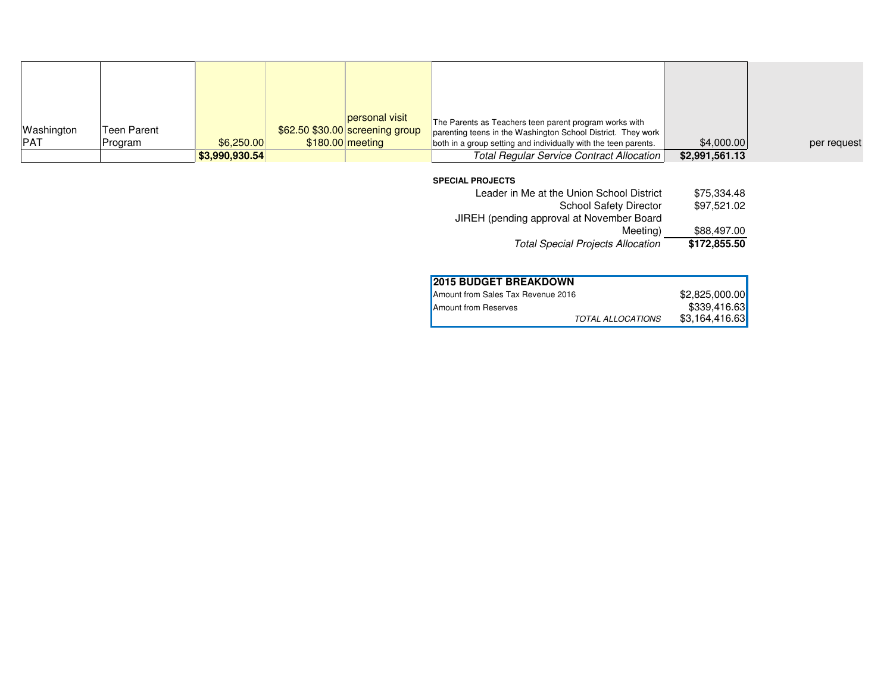| | | | | | | | |
|---|---|---|---|---|---|---|---|
| Washington PAT | Teen Parent Program | $6,250.00 | $62.50 $30.00 $180.00 | personal visit screening group meeting | The Parents as Teachers teen parent program works with parenting teens in the Washington School District. They work both in a group setting and individually with the teen parents. | $4,000.00 | per request |
| | | **$3,990,930.54** | | | *Total Regular Service Contract Allocation* | **$2,991,561.13** | |

**SPECIAL PROJECTS**

| | |
|---|---|
| Leader in Me at the Union School District | $75,334.48 |
| School Safety Director | $97,521.02 |
| JIREH (pending approval at November Board Meeting) | $88,497.00 |
| *Total Special Projects Allocation* | **$172,855.50** |

| **2015 BUDGET BREAKDOWN** | |
|---|---|
| Amount from Sales Tax Revenue 2016 | $2,825,000.00 |
| Amount from Reserves | $339,416.63 |
| *TOTAL ALLOCATIONS* | $3,164,416.63 |